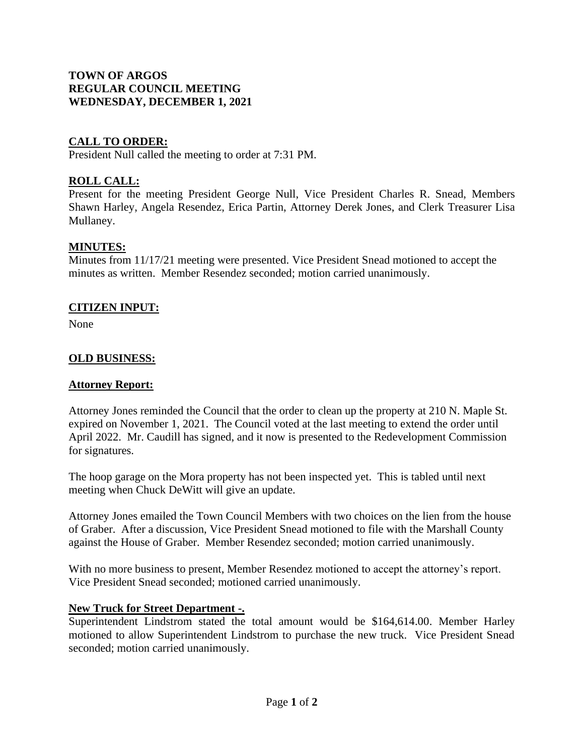# TOWN OF ARGOS
# REGULAR COUNCIL MEETING
# WEDNESDAY, DECEMBER 1, 2021

## CALL TO ORDER:

President Null called the meeting to order at 7:31 PM.

## ROLL CALL:

Present for the meeting President George Null, Vice President Charles R. Snead, Members Shawn Harley, Angela Resendez, Erica Partin, Attorney Derek Jones, and Clerk Treasurer Lisa Mullaney.

## MINUTES:

Minutes from 11/17/21 meeting were presented. Vice President Snead motioned to accept the minutes as written. Member Resendez seconded; motion carried unanimously.

## CITIZEN INPUT:

None

## OLD BUSINESS:

### Attorney Report:

Attorney Jones reminded the Council that the order to clean up the property at 210 N. Maple St. expired on November 1, 2021. The Council voted at the last meeting to extend the order until April 2022. Mr. Caudill has signed, and it now is presented to the Redevelopment Commission for signatures.

The hoop garage on the Mora property has not been inspected yet. This is tabled until next meeting when Chuck DeWitt will give an update.

Attorney Jones emailed the Town Council Members with two choices on the lien from the house of Graber. After a discussion, Vice President Snead motioned to file with the Marshall County against the House of Graber. Member Resendez seconded; motion carried unanimously.

With no more business to present, Member Resendez motioned to accept the attorney's report. Vice President Snead seconded; motioned carried unanimously.

### New Truck for Street Department -.

Superintendent Lindstrom stated the total amount would be $164,614.00. Member Harley motioned to allow Superintendent Lindstrom to purchase the new truck. Vice President Snead seconded; motion carried unanimously.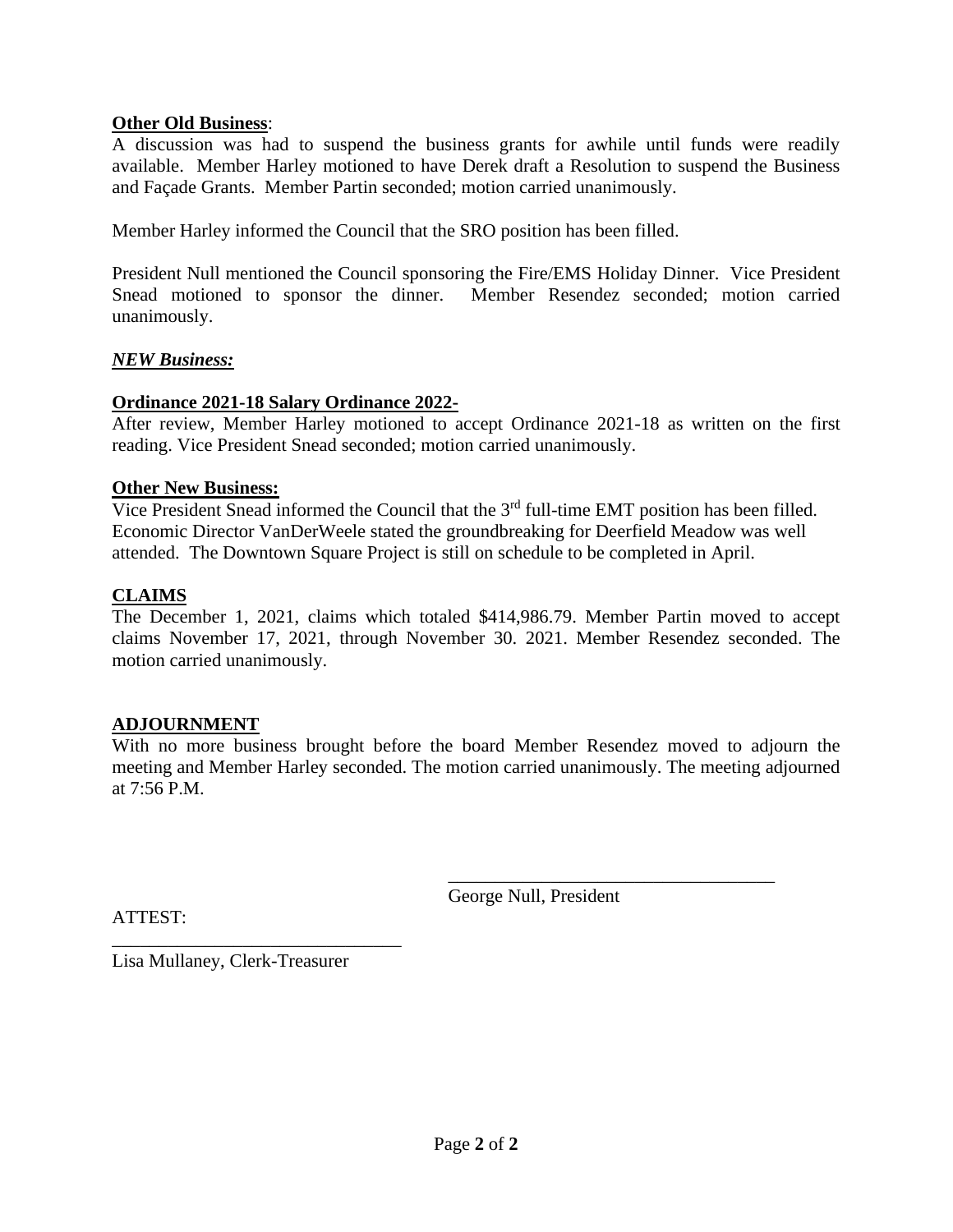**Other Old Business**:

A discussion was had to suspend the business grants for awhile until funds were readily available. Member Harley motioned to have Derek draft a Resolution to suspend the Business and Façade Grants. Member Partin seconded; motion carried unanimously.

Member Harley informed the Council that the SRO position has been filled.

President Null mentioned the Council sponsoring the Fire/EMS Holiday Dinner. Vice President Snead motioned to sponsor the dinner. Member Resendez seconded; motion carried unanimously.

***NEW Business:***

**Ordinance 2021-18 Salary Ordinance 2022-**

After review, Member Harley motioned to accept Ordinance 2021-18 as written on the first reading. Vice President Snead seconded; motion carried unanimously.

**Other New Business:**

Vice President Snead informed the Council that the 3rd full-time EMT position has been filled. Economic Director VanDerWeele stated the groundbreaking for Deerfield Meadow was well attended. The Downtown Square Project is still on schedule to be completed in April.

**CLAIMS**

The December 1, 2021, claims which totaled $414,986.79. Member Partin moved to accept claims November 17, 2021, through November 30. 2021. Member Resendez seconded. The motion carried unanimously.

**ADJOURNMENT**

With no more business brought before the board Member Resendez moved to adjourn the meeting and Member Harley seconded. The motion carried unanimously. The meeting adjourned at 7:56 P.M.

\_\_\_\_\_\_\_\_\_\_\_\_\_\_\_\_\_\_\_\_\_\_\_\_\_\_\_\_\_\_\_\_\_\_\_

George Null, President

ATTEST:

\_\_\_\_\_\_\_\_\_\_\_\_\_\_\_\_\_\_\_\_\_\_\_\_\_\_\_\_\_\_\_

Lisa Mullaney, Clerk-Treasurer